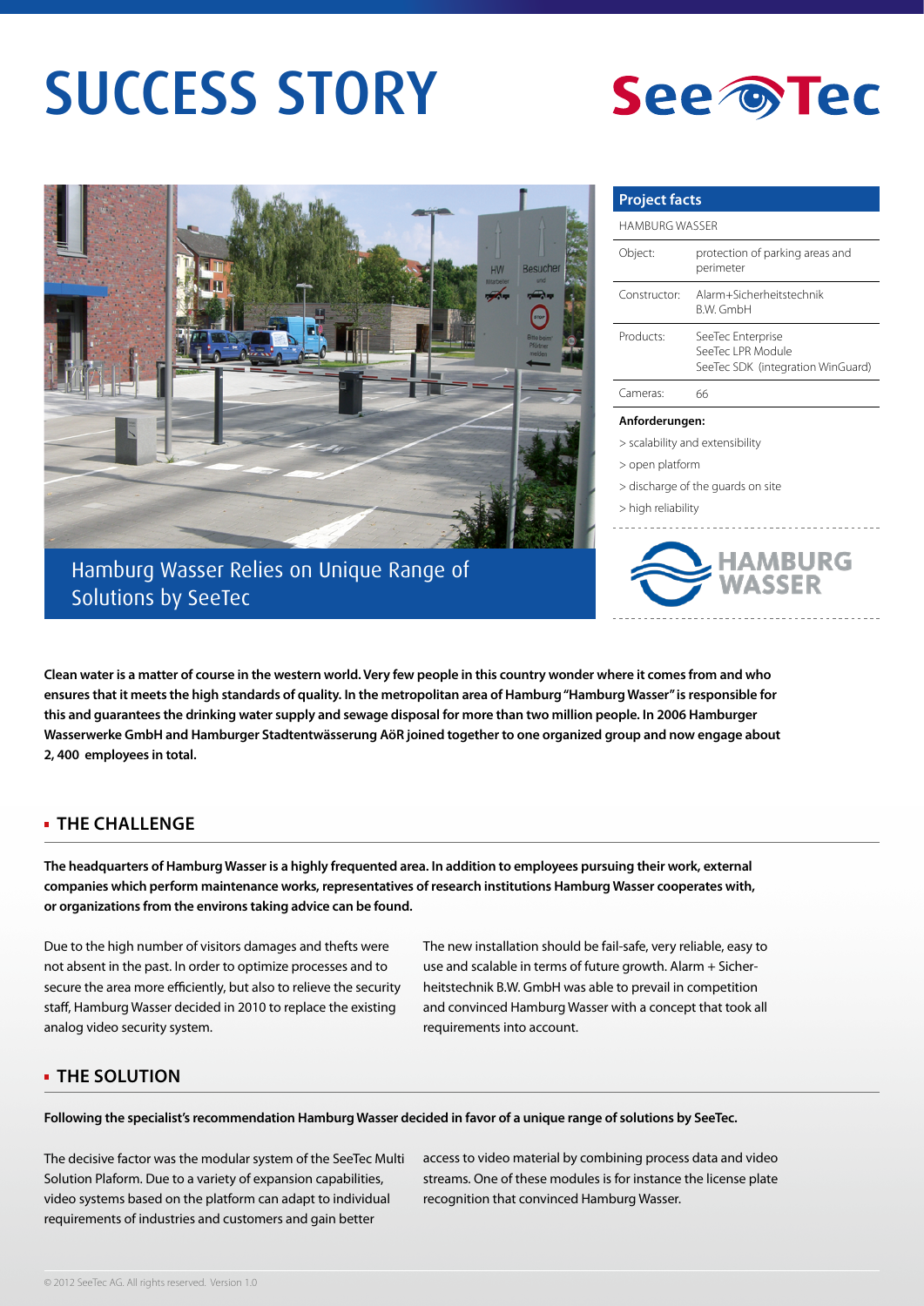# SUCCESS STORY

SeeTec

## Hamburg Wasser Relies on Unique Range of Solutions by SeeTec

**Project facts**

HAMBURG WASSER

| | |
|---|---|
| Object: | protection of parking areas and perimeter |
| Constructor: | Alarm+Sicherheitstechnik B.W. GmbH |
| Products: | SeeTec Enterprise<br>SeeTec LPR Module<br>SeeTec SDK (integration WinGuard) |
| Cameras: | 66 |

**Anforderungen:**

> scalability and extensibility

> open platform

> discharge of the guards on site

> high reliability

HAMBURG WASSER

**Clean water is a matter of course in the western world. Very few people in this country wonder where it comes from and who ensures that it meets the high standards of quality. In the metropolitan area of Hamburg "Hamburg Wasser" is responsible for this and guarantees the drinking water supply and sewage disposal for more than two million people. In 2006 Hamburger Wasserwerke GmbH and Hamburger Stadtentwässerung AöR joined together to one organized group and now engage about 2, 400 employees in total.**

## THE CHALLENGE

**The headquarters of Hamburg Wasser is a highly frequented area. In addition to employees pursuing their work, external companies which perform maintenance works, representatives of research institutions Hamburg Wasser cooperates with, or organizations from the environs taking advice can be found.**

Due to the high number of visitors damages and thefts were not absent in the past. In order to optimize processes and to secure the area more efficiently, but also to relieve the security staff, Hamburg Wasser decided in 2010 to replace the existing analog video security system.

The new installation should be fail-safe, very reliable, easy to use and scalable in terms of future growth. Alarm + Sicherheitstechnik B.W. GmbH was able to prevail in competition and convinced Hamburg Wasser with a concept that took all requirements into account.

## THE SOLUTION

**Following the specialist's recommendation Hamburg Wasser decided in favor of a unique range of solutions by SeeTec.**

The decisive factor was the modular system of the SeeTec Multi Solution Plaform. Due to a variety of expansion capabilities, video systems based on the platform can adapt to individual requirements of industries and customers and gain better access to video material by combining process data and video streams. One of these modules is for instance the license plate recognition that convinced Hamburg Wasser.

© 2012 SeeTec AG. All rights reserved. Version 1.0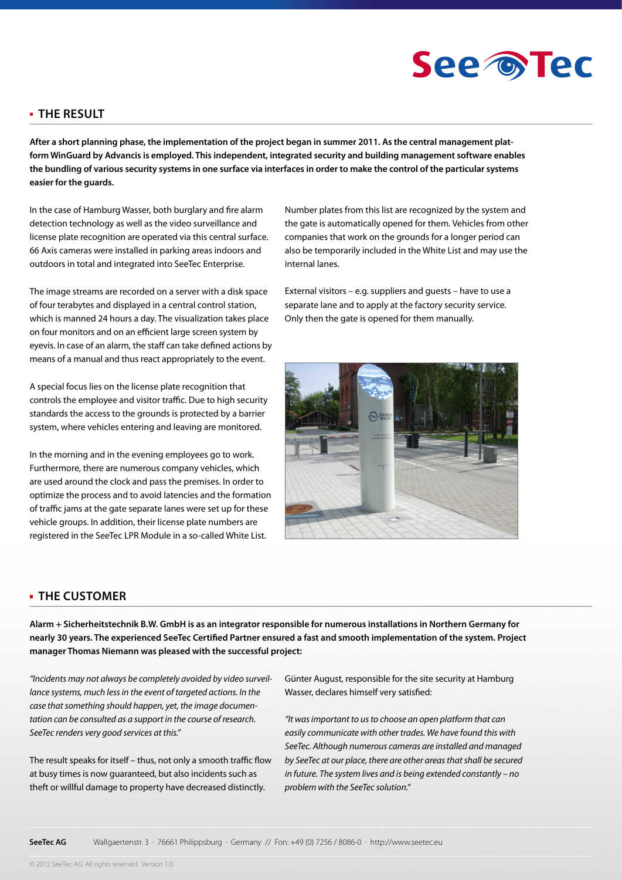## THE RESULT

**After a short planning phase, the implementation of the project began in summer 2011. As the central management platform WinGuard by Advancis is employed. This independent, integrated security and building management software enables the bundling of various security systems in one surface via interfaces in order to make the control of the particular systems easier for the guards.**

In the case of Hamburg Wasser, both burglary and fire alarm detection technology as well as the video surveillance and license plate recognition are operated via this central surface. 66 Axis cameras were installed in parking areas indoors and outdoors in total and integrated into SeeTec Enterprise.

The image streams are recorded on a server with a disk space of four terabytes and displayed in a central control station, which is manned 24 hours a day. The visualization takes place on four monitors and on an efficient large screen system by eyevis. In case of an alarm, the staff can take defined actions by means of a manual and thus react appropriately to the event.

A special focus lies on the license plate recognition that controls the employee and visitor traffic. Due to high security standards the access to the grounds is protected by a barrier system, where vehicles entering and leaving are monitored.

In the morning and in the evening employees go to work. Furthermore, there are numerous company vehicles, which are used around the clock and pass the premises. In order to optimize the process and to avoid latencies and the formation of traffic jams at the gate separate lanes were set up for these vehicle groups. In addition, their license plate numbers are registered in the SeeTec LPR Module in a so-called White List. Number plates from this list are recognized by the system and the gate is automatically opened for them. Vehicles from other companies that work on the grounds for a longer period can also be temporarily included in the White List and may use the internal lanes.

External visitors – e.g. suppliers and guests – have to use a separate lane and to apply at the factory security service. Only then the gate is opened for them manually.

## THE CUSTOMER

**Alarm + Sicherheitstechnik B.W. GmbH is as an integrator responsible for numerous installations in Northern Germany for nearly 30 years. The experienced SeeTec Certified Partner ensured a fast and smooth implementation of the system. Project manager Thomas Niemann was pleased with the successful project:**

*"Incidents may not always be completely avoided by video surveillance systems, much less in the event of targeted actions. In the case that something should happen, yet, the image documentation can be consulted as a support in the course of research. SeeTec renders very good services at this."*

The result speaks for itself – thus, not only a smooth traffic flow at busy times is now guaranteed, but also incidents such as theft or willful damage to property have decreased distinctly.

Günter August, responsible for the site security at Hamburg Wasser, declares himself very satisfied:

*"It was important to us to choose an open platform that can easily communicate with other trades. We have found this with SeeTec. Although numerous cameras are installed and managed by SeeTec at our place, there are other areas that shall be secured in future. The system lives and is being extended constantly – no problem with the SeeTec solution."*

**SeeTec AG** Wallgaertenstr. 3 · 76661 Philippsburg · Germany // Fon: +49 (0) 7256 / 8086-0 · http://www.seetec.eu

© 2012 SeeTec AG. All rights reserved. Version 1.0